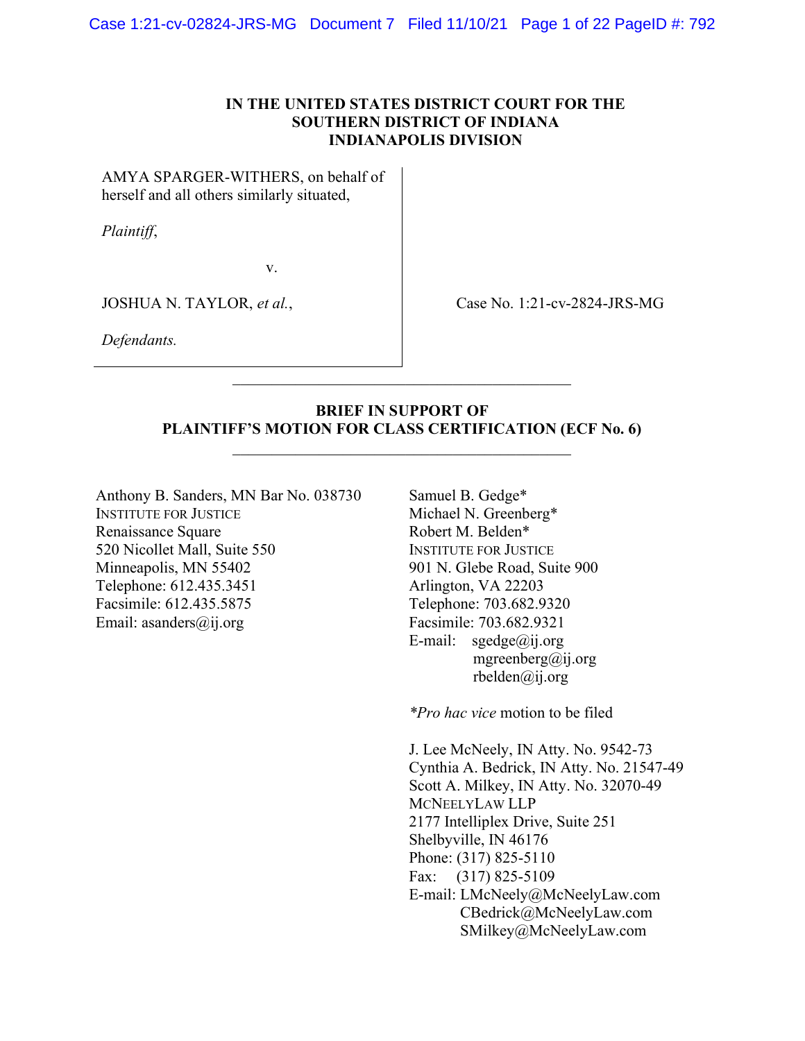**IN THE UNITED STATES DISTRICT COURT FOR THE SOUTHERN DISTRICT OF INDIANA INDIANAPOLIS DIVISION**

AMYA SPARGER-WITHERS, on behalf of herself and all others similarly situated,

*Plaintiff*,

v.

JOSHUA N. TAYLOR, *et al.*,

*Defendants.*

Case No. 1:21-cv-2824-JRS-MG

---

**BRIEF IN SUPPORT OF PLAINTIFF'S MOTION FOR CLASS CERTIFICATION (ECF No. 6)**

---

Anthony B. Sanders, MN Bar No. 038730
INSTITUTE FOR JUSTICE
Renaissance Square
520 Nicollet Mall, Suite 550
Minneapolis, MN 55402
Telephone: 612.435.3451
Facsimile: 612.435.5875
Email: asanders@ij.org

Samuel B. Gedge*
Michael N. Greenberg*
Robert M. Belden*
INSTITUTE FOR JUSTICE
901 N. Glebe Road, Suite 900
Arlington, VA 22203
Telephone: 703.682.9320
Facsimile: 703.682.9321
E-mail: sgedge@ij.org
mgreenberg@ij.org
rbelden@ij.org

**Pro hac vice* motion to be filed

J. Lee McNeely, IN Atty. No. 9542-73
Cynthia A. Bedrick, IN Atty. No. 21547-49
Scott A. Milkey, IN Atty. No. 32070-49
MCNEELYLAW LLP
2177 Intelliplex Drive, Suite 251
Shelbyville, IN 46176
Phone: (317) 825-5110
Fax: (317) 825-5109
E-mail: LMcNeely@McNeelyLaw.com
CBedrick@McNeelyLaw.com
SMilkey@McNeelyLaw.com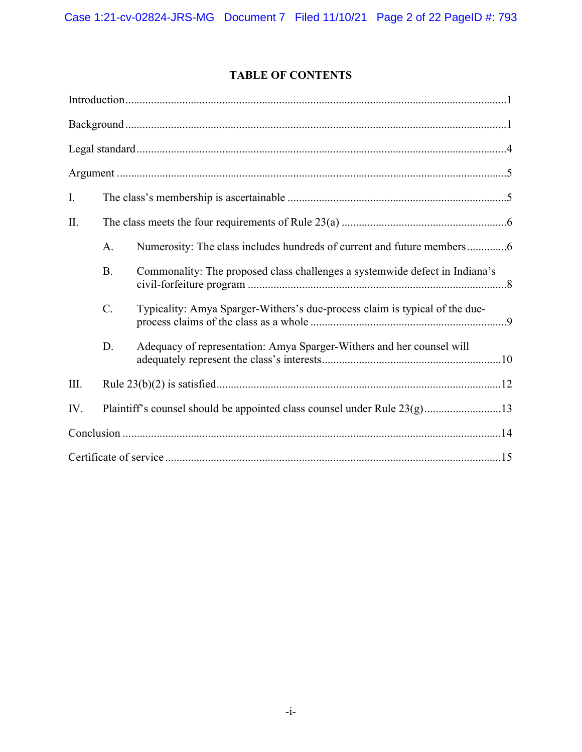## TABLE OF CONTENTS

Introduction ..... 1

Background ..... 1

Legal standard ..... 4

Argument ..... 5

I. The class's membership is ascertainable ..... 5

II. The class meets the four requirements of Rule 23(a) ..... 6

  A. Numerosity: The class includes hundreds of current and future members ..... 6

  B. Commonality: The proposed class challenges a systemwide defect in Indiana's civil-forfeiture program ..... 8

  C. Typicality: Amya Sparger-Withers's due-process claim is typical of the due-process claims of the class as a whole ..... 9

  D. Adequacy of representation: Amya Sparger-Withers and her counsel will adequately represent the class's interests ..... 10

III. Rule 23(b)(2) is satisfied ..... 12

IV. Plaintiff's counsel should be appointed class counsel under Rule 23(g) ..... 13

Conclusion ..... 14

Certificate of service ..... 15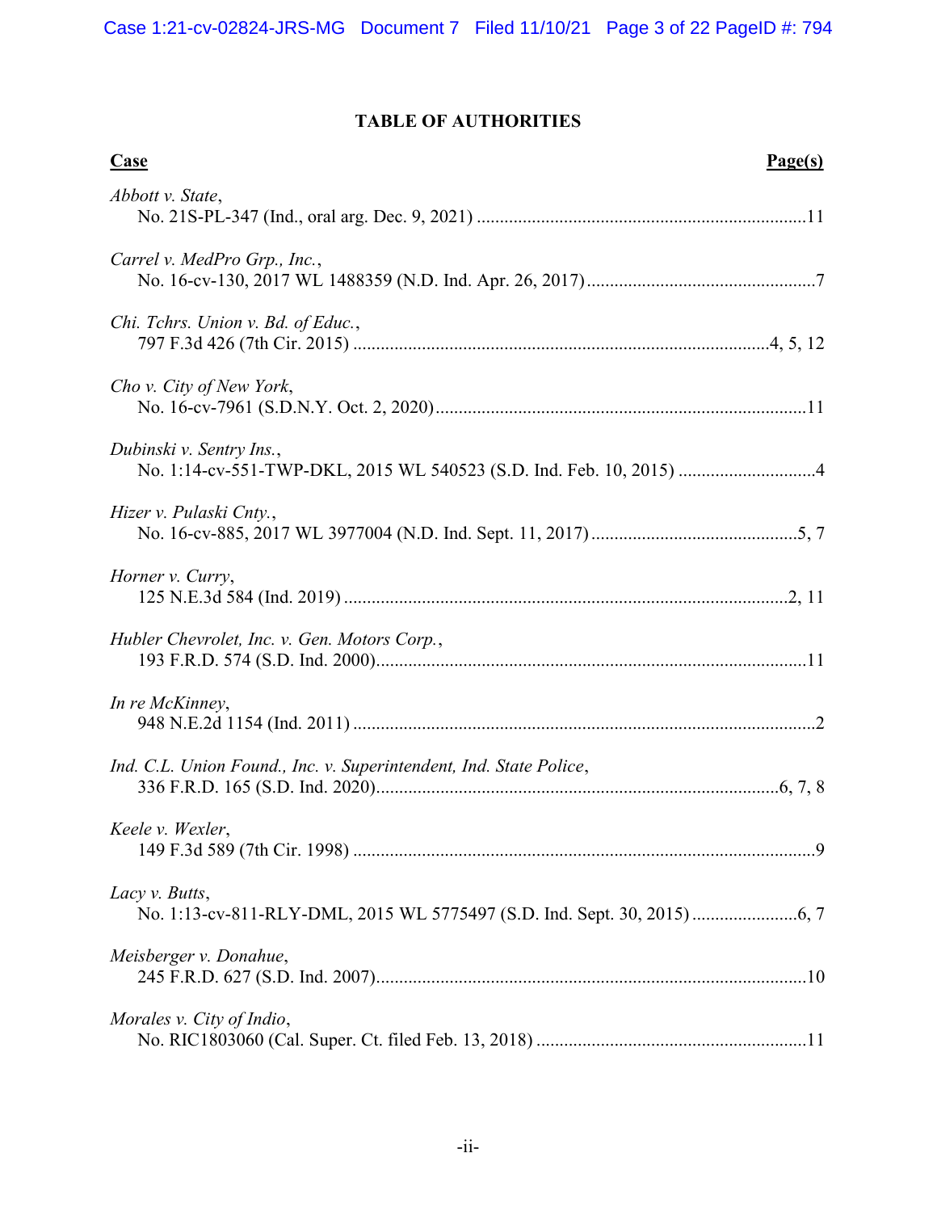# TABLE OF AUTHORITIES

| Case | Page(s) |
|---|---|
| *Abbott v. State*, No. 21S-PL-347 (Ind., oral arg. Dec. 9, 2021) | 11 |
| *Carrel v. MedPro Grp., Inc.*, No. 16-cv-130, 2017 WL 1488359 (N.D. Ind. Apr. 26, 2017) | 7 |
| *Chi. Tchrs. Union v. Bd. of Educ.*, 797 F.3d 426 (7th Cir. 2015) | 4, 5, 12 |
| *Cho v. City of New York*, No. 16-cv-7961 (S.D.N.Y. Oct. 2, 2020) | 11 |
| *Dubinski v. Sentry Ins.*, No. 1:14-cv-551-TWP-DKL, 2015 WL 540523 (S.D. Ind. Feb. 10, 2015) | 4 |
| *Hizer v. Pulaski Cnty.*, No. 16-cv-885, 2017 WL 3977004 (N.D. Ind. Sept. 11, 2017) | 5, 7 |
| *Horner v. Curry*, 125 N.E.3d 584 (Ind. 2019) | 2, 11 |
| *Hubler Chevrolet, Inc. v. Gen. Motors Corp.*, 193 F.R.D. 574 (S.D. Ind. 2000) | 11 |
| *In re McKinney*, 948 N.E.2d 1154 (Ind. 2011) | 2 |
| *Ind. C.L. Union Found., Inc. v. Superintendent, Ind. State Police*, 336 F.R.D. 165 (S.D. Ind. 2020) | 6, 7, 8 |
| *Keele v. Wexler*, 149 F.3d 589 (7th Cir. 1998) | 9 |
| *Lacy v. Butts*, No. 1:13-cv-811-RLY-DML, 2015 WL 5775497 (S.D. Ind. Sept. 30, 2015) | 6, 7 |
| *Meisberger v. Donahue*, 245 F.R.D. 627 (S.D. Ind. 2007) | 10 |
| *Morales v. City of Indio*, No. RIC1803060 (Cal. Super. Ct. filed Feb. 13, 2018) | 11 |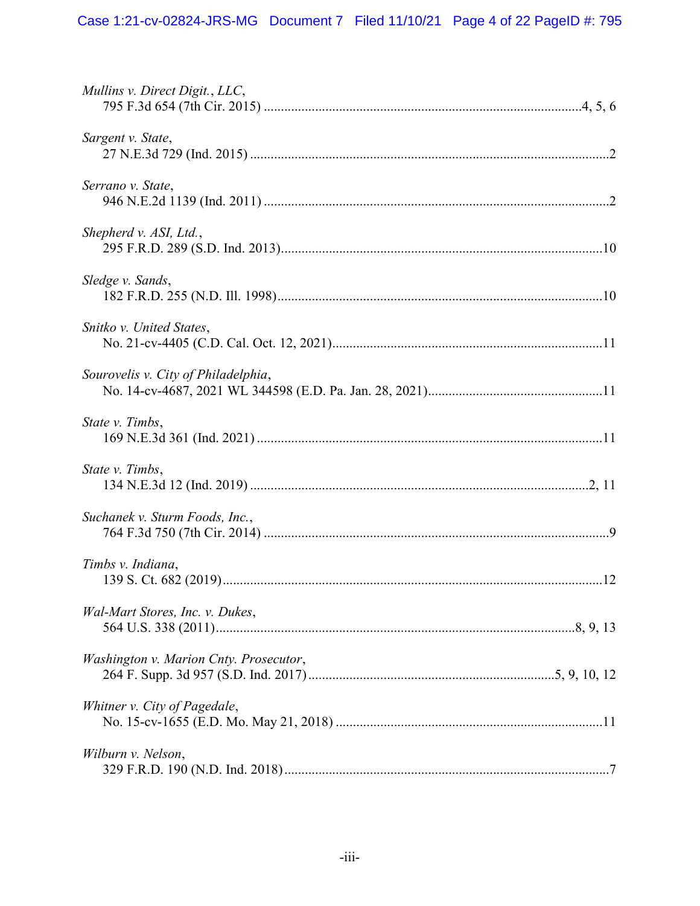*Mullins v. Direct Digit., LLC*,
795 F.3d 654 (7th Cir. 2015) ............................................................................................4, 5, 6

*Sargent v. State*,
27 N.E.3d 729 (Ind. 2015) ........................................................................................................2

*Serrano v. State*,
946 N.E.2d 1139 (Ind. 2011) ....................................................................................................2

*Shepherd v. ASI, Ltd.*,
295 F.R.D. 289 (S.D. Ind. 2013)..............................................................................................10

*Sledge v. Sands*,
182 F.R.D. 255 (N.D. Ill. 1998)...............................................................................................10

*Snitko v. United States*,
No. 21-cv-4405 (C.D. Cal. Oct. 12, 2021)...............................................................................11

*Sourovelis v. City of Philadelphia*,
No. 14-cv-4687, 2021 WL 344598 (E.D. Pa. Jan. 28, 2021)...................................................11

*State v. Timbs*,
169 N.E.3d 361 (Ind. 2021) ....................................................................................................11

*State v. Timbs*,
134 N.E.3d 12 (Ind. 2019) ...................................................................................................2, 11

*Suchanek v. Sturm Foods, Inc.*,
764 F.3d 750 (7th Cir. 2014) ....................................................................................................9

*Timbs v. Indiana*,
139 S. Ct. 682 (2019)...............................................................................................................12

*Wal-Mart Stores, Inc. v. Dukes*,
564 U.S. 338 (2011)........................................................................................................8, 9, 13

*Washington v. Marion Cnty. Prosecutor*,
264 F. Supp. 3d 957 (S.D. Ind. 2017)......................................................................5, 9, 10, 12

*Whitner v. City of Pagedale*,
No. 15-cv-1655 (E.D. Mo. May 21, 2018) .............................................................................11

*Wilburn v. Nelson*,
329 F.R.D. 190 (N.D. Ind. 2018)...............................................................................................7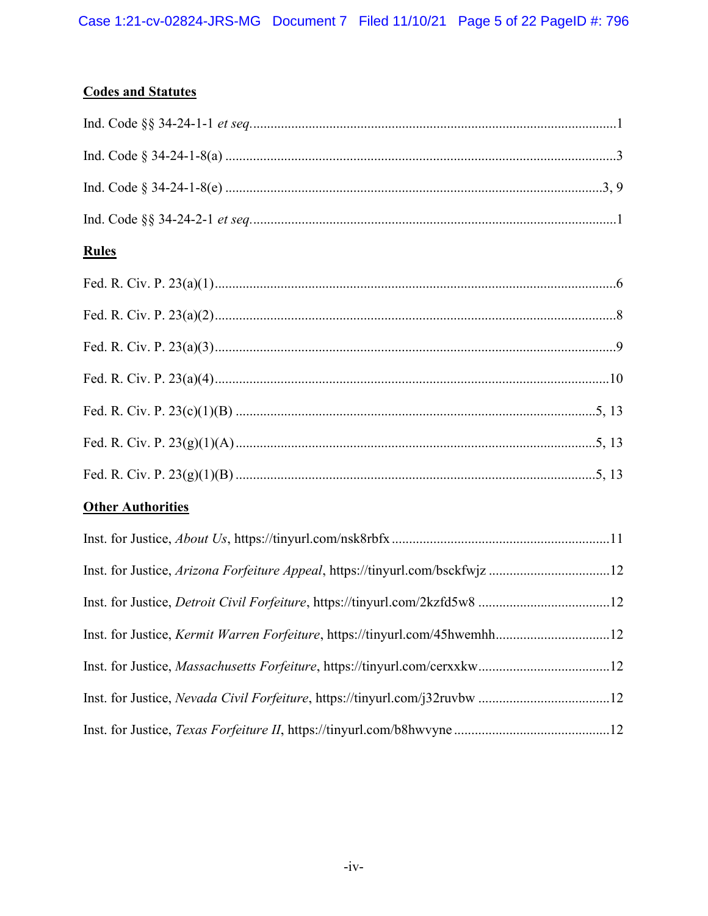**Codes and Statutes**

Ind. Code §§ 34-24-1-1 *et seq.* ........................................................................................................1

Ind. Code § 34-24-1-8(a) ................................................................................................................3

Ind. Code § 34-24-1-8(e) ............................................................................................................3, 9

Ind. Code §§ 34-24-2-1 *et seq.* ........................................................................................................1

**Rules**

Fed. R. Civ. P. 23(a)(1)...................................................................................................................6

Fed. R. Civ. P. 23(a)(2)...................................................................................................................8

Fed. R. Civ. P. 23(a)(3)...................................................................................................................9

Fed. R. Civ. P. 23(a)(4).................................................................................................................10

Fed. R. Civ. P. 23(c)(1)(B) .......................................................................................................5, 13

Fed. R. Civ. P. 23(g)(1)(A).......................................................................................................5, 13

Fed. R. Civ. P. 23(g)(1)(B) .......................................................................................................5, 13

**Other Authorities**

Inst. for Justice, *About Us*, https://tinyurl.com/nsk8rbfx ..............................................................11

Inst. for Justice, *Arizona Forfeiture Appeal*, https://tinyurl.com/bsckfwjz ..................................12

Inst. for Justice, *Detroit Civil Forfeiture*, https://tinyurl.com/2kzfd5w8 .....................................12

Inst. for Justice, *Kermit Warren Forfeiture*, https://tinyurl.com/45hwemhh.................................12

Inst. for Justice, *Massachusetts Forfeiture*, https://tinyurl.com/cerxxkw.....................................12

Inst. for Justice, *Nevada Civil Forfeiture*, https://tinyurl.com/j32ruvbw .....................................12

Inst. for Justice, *Texas Forfeiture II*, https://tinyurl.com/b8hwvyne ............................................12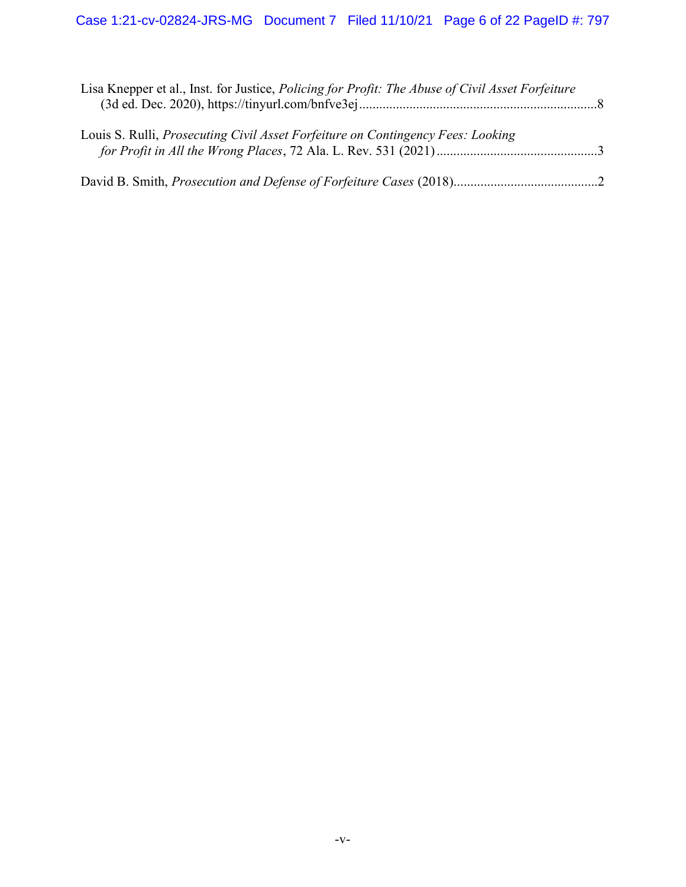Lisa Knepper et al., Inst. for Justice, *Policing for Profit: The Abuse of Civil Asset Forfeiture* (3d ed. Dec. 2020), https://tinyurl.com/bnfve3ej........................................................................8

Louis S. Rulli, *Prosecuting Civil Asset Forfeiture on Contingency Fees: Looking for Profit in All the Wrong Places*, 72 Ala. L. Rev. 531 (2021)................................................3

David B. Smith, *Prosecution and Defense of Forfeiture Cases* (2018)...........................................2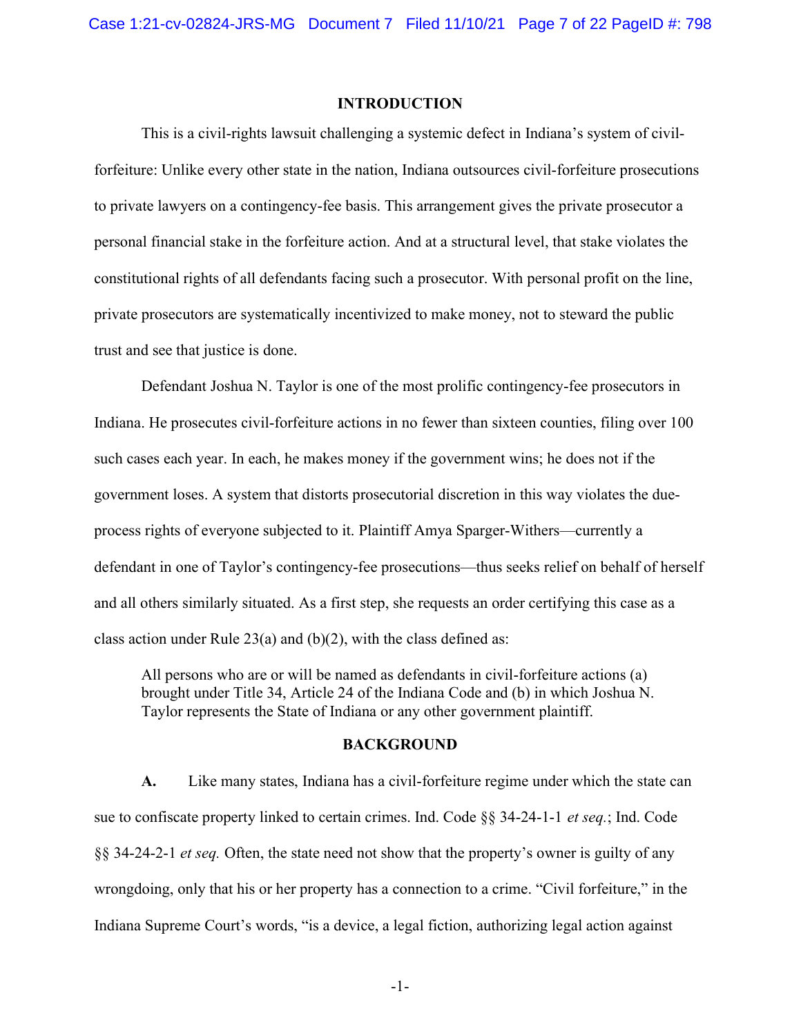## INTRODUCTION

This is a civil-rights lawsuit challenging a systemic defect in Indiana's system of civil-forfeiture: Unlike every other state in the nation, Indiana outsources civil-forfeiture prosecutions to private lawyers on a contingency-fee basis. This arrangement gives the private prosecutor a personal financial stake in the forfeiture action. And at a structural level, that stake violates the constitutional rights of all defendants facing such a prosecutor. With personal profit on the line, private prosecutors are systematically incentivized to make money, not to steward the public trust and see that justice is done.

Defendant Joshua N. Taylor is one of the most prolific contingency-fee prosecutors in Indiana. He prosecutes civil-forfeiture actions in no fewer than sixteen counties, filing over 100 such cases each year. In each, he makes money if the government wins; he does not if the government loses. A system that distorts prosecutorial discretion in this way violates the due-process rights of everyone subjected to it. Plaintiff Amya Sparger-Withers—currently a defendant in one of Taylor's contingency-fee prosecutions—thus seeks relief on behalf of herself and all others similarly situated. As a first step, she requests an order certifying this case as a class action under Rule 23(a) and (b)(2), with the class defined as:

> All persons who are or will be named as defendants in civil-forfeiture actions (a) brought under Title 34, Article 24 of the Indiana Code and (b) in which Joshua N. Taylor represents the State of Indiana or any other government plaintiff.

## BACKGROUND

**A.** Like many states, Indiana has a civil-forfeiture regime under which the state can sue to confiscate property linked to certain crimes. Ind. Code §§ 34-24-1-1 *et seq.*; Ind. Code §§ 34-24-2-1 *et seq.* Often, the state need not show that the property's owner is guilty of any wrongdoing, only that his or her property has a connection to a crime. "Civil forfeiture," in the Indiana Supreme Court's words, "is a device, a legal fiction, authorizing legal action against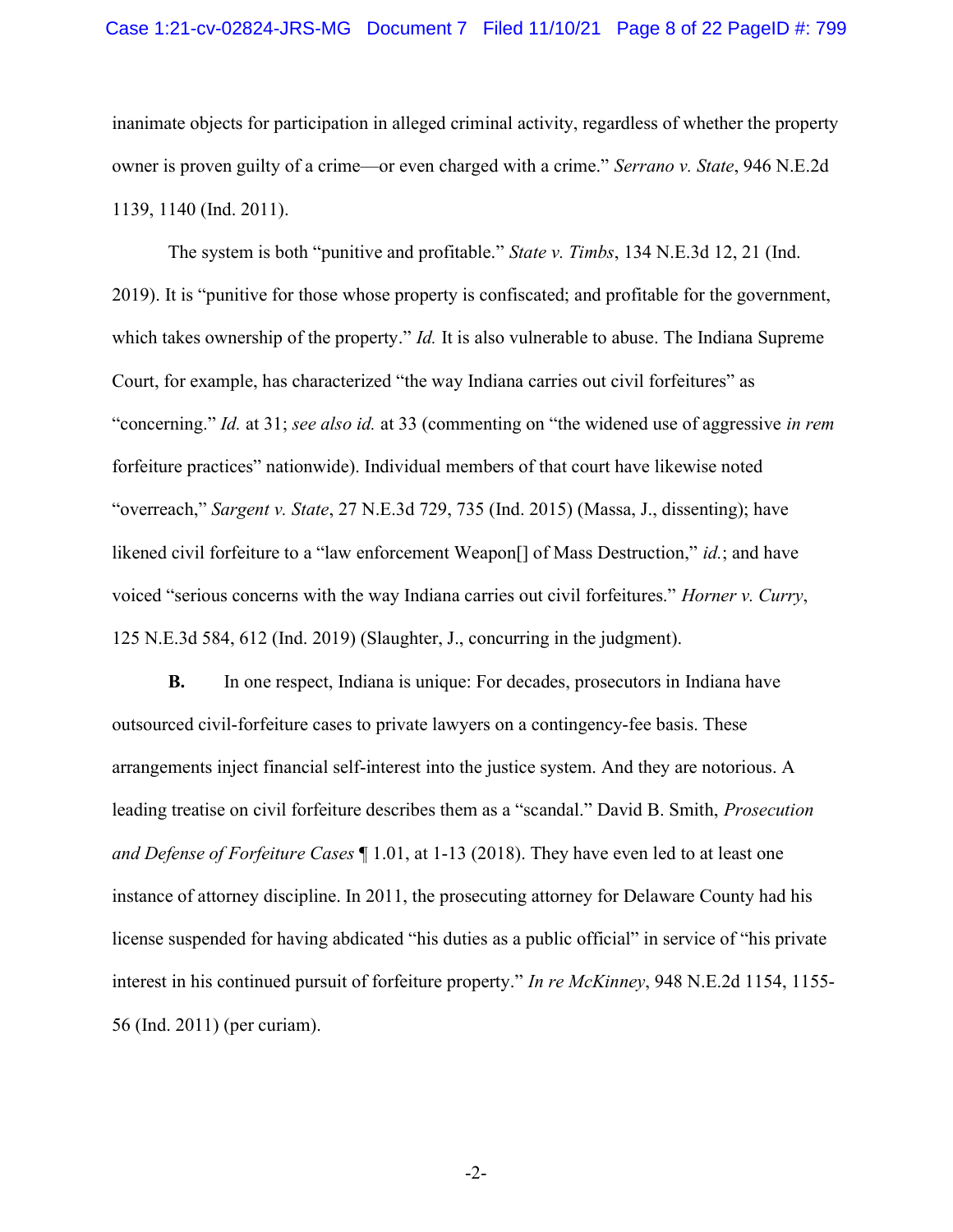inanimate objects for participation in alleged criminal activity, regardless of whether the property owner is proven guilty of a crime—or even charged with a crime." *Serrano v. State*, 946 N.E.2d 1139, 1140 (Ind. 2011).

The system is both "punitive and profitable." *State v. Timbs*, 134 N.E.3d 12, 21 (Ind. 2019). It is "punitive for those whose property is confiscated; and profitable for the government, which takes ownership of the property." *Id.* It is also vulnerable to abuse. The Indiana Supreme Court, for example, has characterized "the way Indiana carries out civil forfeitures" as "concerning." *Id.* at 31; *see also id.* at 33 (commenting on "the widened use of aggressive *in rem* forfeiture practices" nationwide). Individual members of that court have likewise noted "overreach," *Sargent v. State*, 27 N.E.3d 729, 735 (Ind. 2015) (Massa, J., dissenting); have likened civil forfeiture to a "law enforcement Weapon[] of Mass Destruction," *id.*; and have voiced "serious concerns with the way Indiana carries out civil forfeitures." *Horner v. Curry*, 125 N.E.3d 584, 612 (Ind. 2019) (Slaughter, J., concurring in the judgment).

**B.** In one respect, Indiana is unique: For decades, prosecutors in Indiana have outsourced civil-forfeiture cases to private lawyers on a contingency-fee basis. These arrangements inject financial self-interest into the justice system. And they are notorious. A leading treatise on civil forfeiture describes them as a "scandal." David B. Smith, *Prosecution and Defense of Forfeiture Cases* ¶ 1.01, at 1-13 (2018). They have even led to at least one instance of attorney discipline. In 2011, the prosecuting attorney for Delaware County had his license suspended for having abdicated "his duties as a public official" in service of "his private interest in his continued pursuit of forfeiture property." *In re McKinney*, 948 N.E.2d 1154, 1155-56 (Ind. 2011) (per curiam).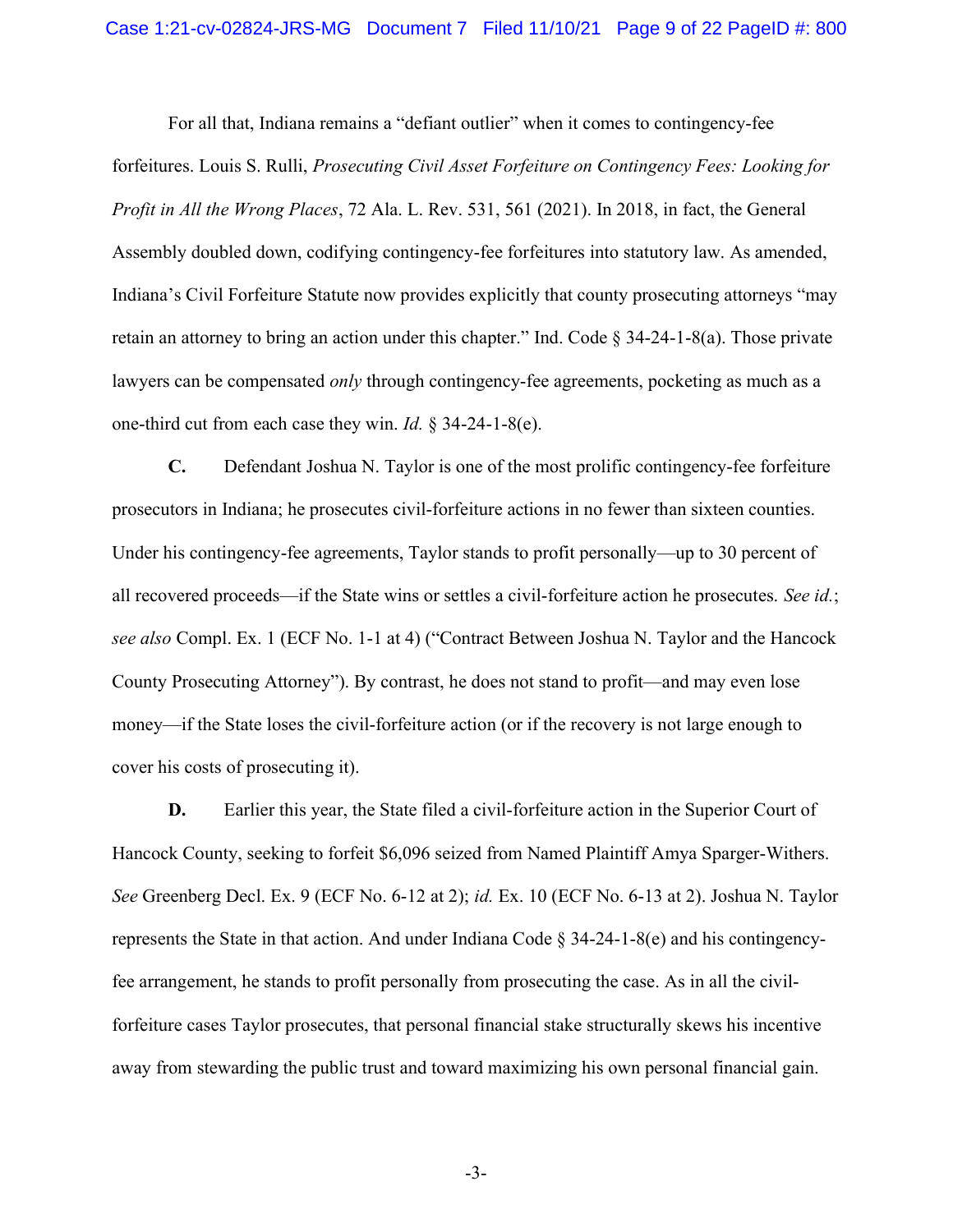For all that, Indiana remains a "defiant outlier" when it comes to contingency-fee forfeitures. Louis S. Rulli, *Prosecuting Civil Asset Forfeiture on Contingency Fees: Looking for Profit in All the Wrong Places*, 72 Ala. L. Rev. 531, 561 (2021). In 2018, in fact, the General Assembly doubled down, codifying contingency-fee forfeitures into statutory law. As amended, Indiana's Civil Forfeiture Statute now provides explicitly that county prosecuting attorneys "may retain an attorney to bring an action under this chapter." Ind. Code § 34-24-1-8(a). Those private lawyers can be compensated *only* through contingency-fee agreements, pocketing as much as a one-third cut from each case they win. *Id.* § 34-24-1-8(e).

**C.** Defendant Joshua N. Taylor is one of the most prolific contingency-fee forfeiture prosecutors in Indiana; he prosecutes civil-forfeiture actions in no fewer than sixteen counties. Under his contingency-fee agreements, Taylor stands to profit personally—up to 30 percent of all recovered proceeds—if the State wins or settles a civil-forfeiture action he prosecutes. *See id.*; *see also* Compl. Ex. 1 (ECF No. 1-1 at 4) ("Contract Between Joshua N. Taylor and the Hancock County Prosecuting Attorney"). By contrast, he does not stand to profit—and may even lose money—if the State loses the civil-forfeiture action (or if the recovery is not large enough to cover his costs of prosecuting it).

**D.** Earlier this year, the State filed a civil-forfeiture action in the Superior Court of Hancock County, seeking to forfeit $6,096 seized from Named Plaintiff Amya Sparger-Withers. *See* Greenberg Decl. Ex. 9 (ECF No. 6-12 at 2); *id.* Ex. 10 (ECF No. 6-13 at 2). Joshua N. Taylor represents the State in that action. And under Indiana Code § 34-24-1-8(e) and his contingency-fee arrangement, he stands to profit personally from prosecuting the case. As in all the civil-forfeiture cases Taylor prosecutes, that personal financial stake structurally skews his incentive away from stewarding the public trust and toward maximizing his own personal financial gain.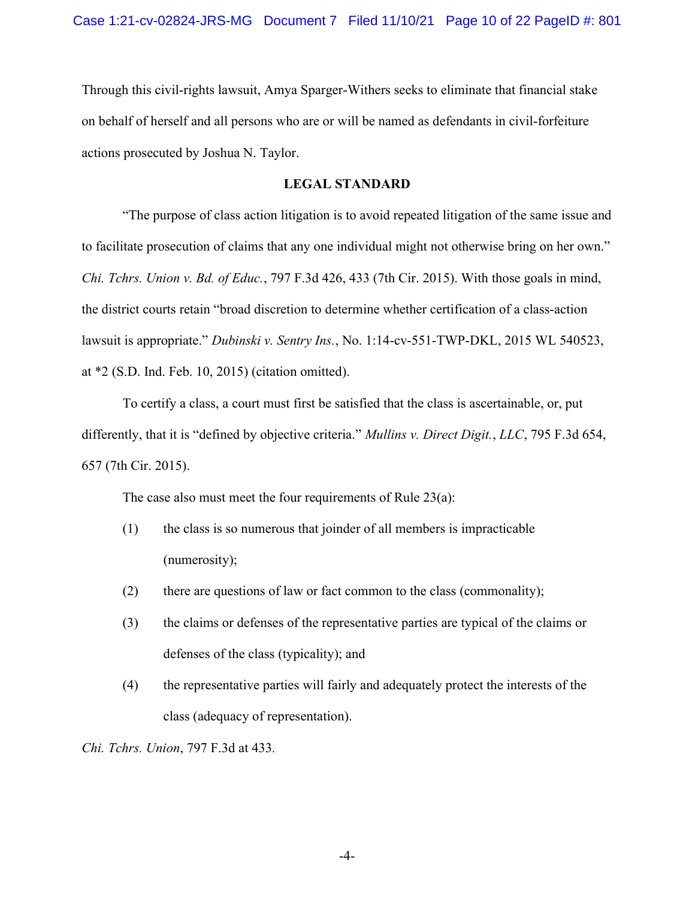Through this civil-rights lawsuit, Amya Sparger-Withers seeks to eliminate that financial stake on behalf of herself and all persons who are or will be named as defendants in civil-forfeiture actions prosecuted by Joshua N. Taylor.

## LEGAL STANDARD

"The purpose of class action litigation is to avoid repeated litigation of the same issue and to facilitate prosecution of claims that any one individual might not otherwise bring on her own." *Chi. Tchrs. Union v. Bd. of Educ.*, 797 F.3d 426, 433 (7th Cir. 2015). With those goals in mind, the district courts retain "broad discretion to determine whether certification of a class-action lawsuit is appropriate." *Dubinski v. Sentry Ins.*, No. 1:14-cv-551-TWP-DKL, 2015 WL 540523, at *2 (S.D. Ind. Feb. 10, 2015) (citation omitted).

To certify a class, a court must first be satisfied that the class is ascertainable, or, put differently, that it is "defined by objective criteria." *Mullins v. Direct Digit., LLC*, 795 F.3d 654, 657 (7th Cir. 2015).

The case also must meet the four requirements of Rule 23(a):

(1) the class is so numerous that joinder of all members is impracticable (numerosity);

(2) there are questions of law or fact common to the class (commonality);

(3) the claims or defenses of the representative parties are typical of the claims or defenses of the class (typicality); and

(4) the representative parties will fairly and adequately protect the interests of the class (adequacy of representation).

*Chi. Tchrs. Union*, 797 F.3d at 433.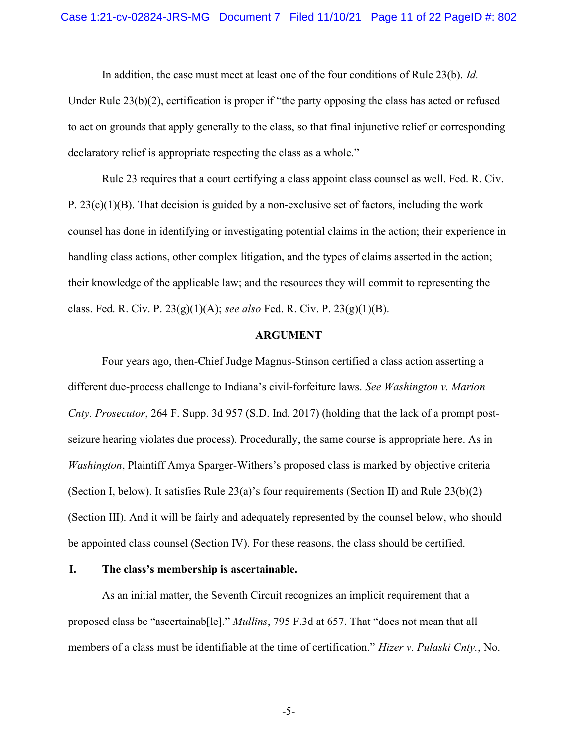In addition, the case must meet at least one of the four conditions of Rule 23(b). *Id.* Under Rule 23(b)(2), certification is proper if "the party opposing the class has acted or refused to act on grounds that apply generally to the class, so that final injunctive relief or corresponding declaratory relief is appropriate respecting the class as a whole."

Rule 23 requires that a court certifying a class appoint class counsel as well. Fed. R. Civ. P. 23(c)(1)(B). That decision is guided by a non-exclusive set of factors, including the work counsel has done in identifying or investigating potential claims in the action; their experience in handling class actions, other complex litigation, and the types of claims asserted in the action; their knowledge of the applicable law; and the resources they will commit to representing the class. Fed. R. Civ. P. 23(g)(1)(A); *see also* Fed. R. Civ. P. 23(g)(1)(B).

## ARGUMENT

Four years ago, then-Chief Judge Magnus-Stinson certified a class action asserting a different due-process challenge to Indiana's civil-forfeiture laws. *See Washington v. Marion Cnty. Prosecutor*, 264 F. Supp. 3d 957 (S.D. Ind. 2017) (holding that the lack of a prompt post-seizure hearing violates due process). Procedurally, the same course is appropriate here. As in *Washington*, Plaintiff Amya Sparger-Withers's proposed class is marked by objective criteria (Section I, below). It satisfies Rule 23(a)'s four requirements (Section II) and Rule 23(b)(2) (Section III). And it will be fairly and adequately represented by the counsel below, who should be appointed class counsel (Section IV). For these reasons, the class should be certified.

### I. The class's membership is ascertainable.

As an initial matter, the Seventh Circuit recognizes an implicit requirement that a proposed class be "ascertainab[le]." *Mullins*, 795 F.3d at 657. That "does not mean that all members of a class must be identifiable at the time of certification." *Hizer v. Pulaski Cnty.*, No.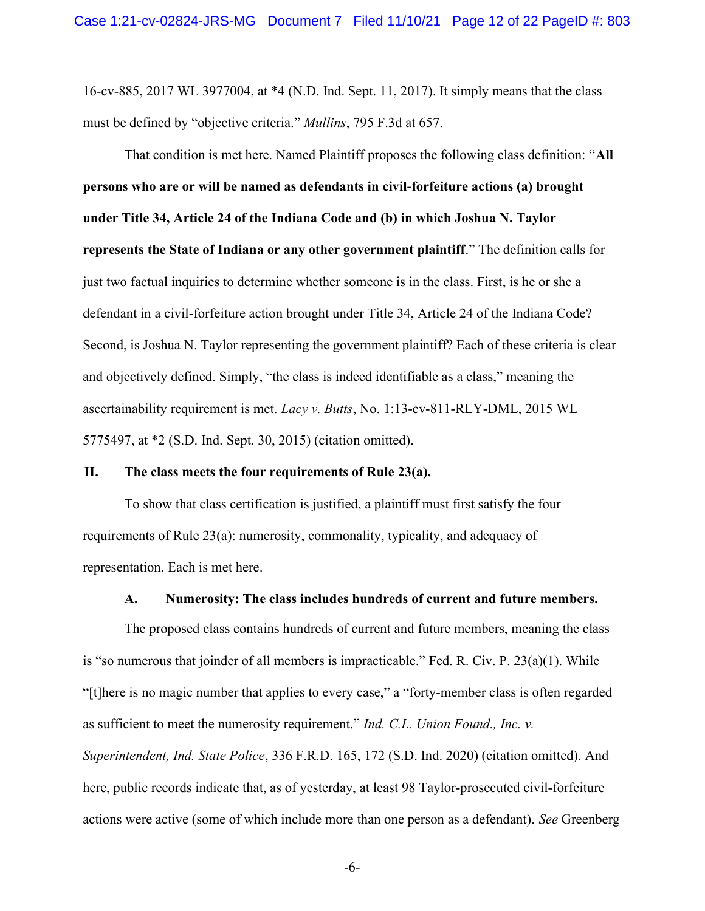16-cv-885, 2017 WL 3977004, at *4 (N.D. Ind. Sept. 11, 2017). It simply means that the class must be defined by "objective criteria." *Mullins*, 795 F.3d at 657.

That condition is met here. Named Plaintiff proposes the following class definition: "**All persons who are or will be named as defendants in civil-forfeiture actions (a) brought under Title 34, Article 24 of the Indiana Code and (b) in which Joshua N. Taylor represents the State of Indiana or any other government plaintiff**." The definition calls for just two factual inquiries to determine whether someone is in the class. First, is he or she a defendant in a civil-forfeiture action brought under Title 34, Article 24 of the Indiana Code? Second, is Joshua N. Taylor representing the government plaintiff? Each of these criteria is clear and objectively defined. Simply, "the class is indeed identifiable as a class," meaning the ascertainability requirement is met. *Lacy v. Butts*, No. 1:13-cv-811-RLY-DML, 2015 WL 5775497, at *2 (S.D. Ind. Sept. 30, 2015) (citation omitted).

## II. The class meets the four requirements of Rule 23(a).

To show that class certification is justified, a plaintiff must first satisfy the four requirements of Rule 23(a): numerosity, commonality, typicality, and adequacy of representation. Each is met here.

### A. Numerosity: The class includes hundreds of current and future members.

The proposed class contains hundreds of current and future members, meaning the class is "so numerous that joinder of all members is impracticable." Fed. R. Civ. P. 23(a)(1). While "[t]here is no magic number that applies to every case," a "forty-member class is often regarded as sufficient to meet the numerosity requirement." *Ind. C.L. Union Found., Inc. v. Superintendent, Ind. State Police*, 336 F.R.D. 165, 172 (S.D. Ind. 2020) (citation omitted). And here, public records indicate that, as of yesterday, at least 98 Taylor-prosecuted civil-forfeiture actions were active (some of which include more than one person as a defendant). *See* Greenberg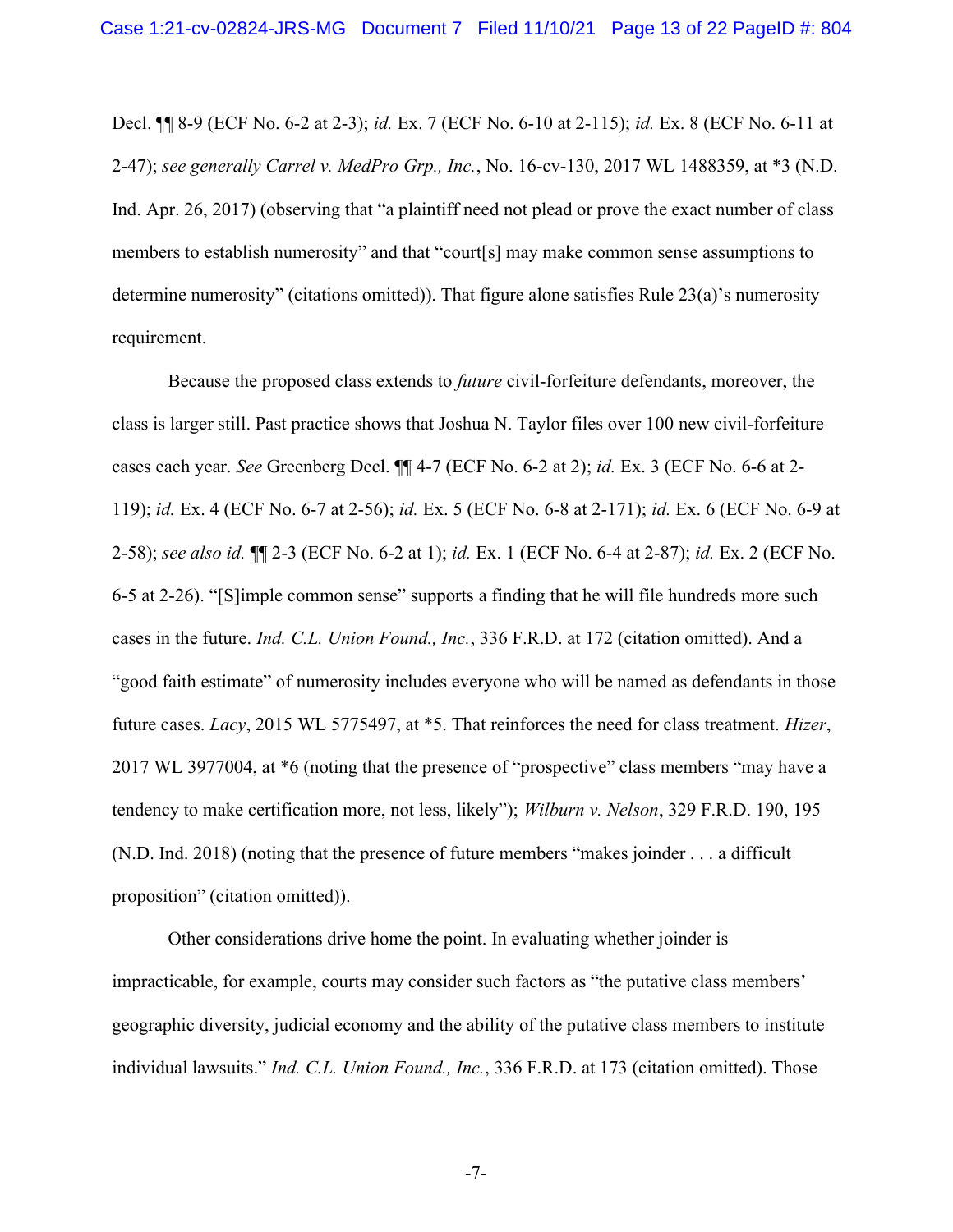Decl. ¶¶ 8-9 (ECF No. 6-2 at 2-3); *id.* Ex. 7 (ECF No. 6-10 at 2-115); *id.* Ex. 8 (ECF No. 6-11 at 2-47); *see generally Carrel v. MedPro Grp., Inc.*, No. 16-cv-130, 2017 WL 1488359, at *3 (N.D. Ind. Apr. 26, 2017) (observing that "a plaintiff need not plead or prove the exact number of class members to establish numerosity" and that "court[s] may make common sense assumptions to determine numerosity" (citations omitted)). That figure alone satisfies Rule 23(a)'s numerosity requirement.

Because the proposed class extends to *future* civil-forfeiture defendants, moreover, the class is larger still. Past practice shows that Joshua N. Taylor files over 100 new civil-forfeiture cases each year. *See* Greenberg Decl. ¶¶ 4-7 (ECF No. 6-2 at 2); *id.* Ex. 3 (ECF No. 6-6 at 2-119); *id.* Ex. 4 (ECF No. 6-7 at 2-56); *id.* Ex. 5 (ECF No. 6-8 at 2-171); *id.* Ex. 6 (ECF No. 6-9 at 2-58); *see also id.* ¶¶ 2-3 (ECF No. 6-2 at 1); *id.* Ex. 1 (ECF No. 6-4 at 2-87); *id.* Ex. 2 (ECF No. 6-5 at 2-26). "[S]imple common sense" supports a finding that he will file hundreds more such cases in the future. *Ind. C.L. Union Found., Inc.*, 336 F.R.D. at 172 (citation omitted). And a "good faith estimate" of numerosity includes everyone who will be named as defendants in those future cases. *Lacy*, 2015 WL 5775497, at *5. That reinforces the need for class treatment. *Hizer*, 2017 WL 3977004, at *6 (noting that the presence of "prospective" class members "may have a tendency to make certification more, not less, likely"); *Wilburn v. Nelson*, 329 F.R.D. 190, 195 (N.D. Ind. 2018) (noting that the presence of future members "makes joinder . . . a difficult proposition" (citation omitted)).

Other considerations drive home the point. In evaluating whether joinder is impracticable, for example, courts may consider such factors as "the putative class members' geographic diversity, judicial economy and the ability of the putative class members to institute individual lawsuits." *Ind. C.L. Union Found., Inc.*, 336 F.R.D. at 173 (citation omitted). Those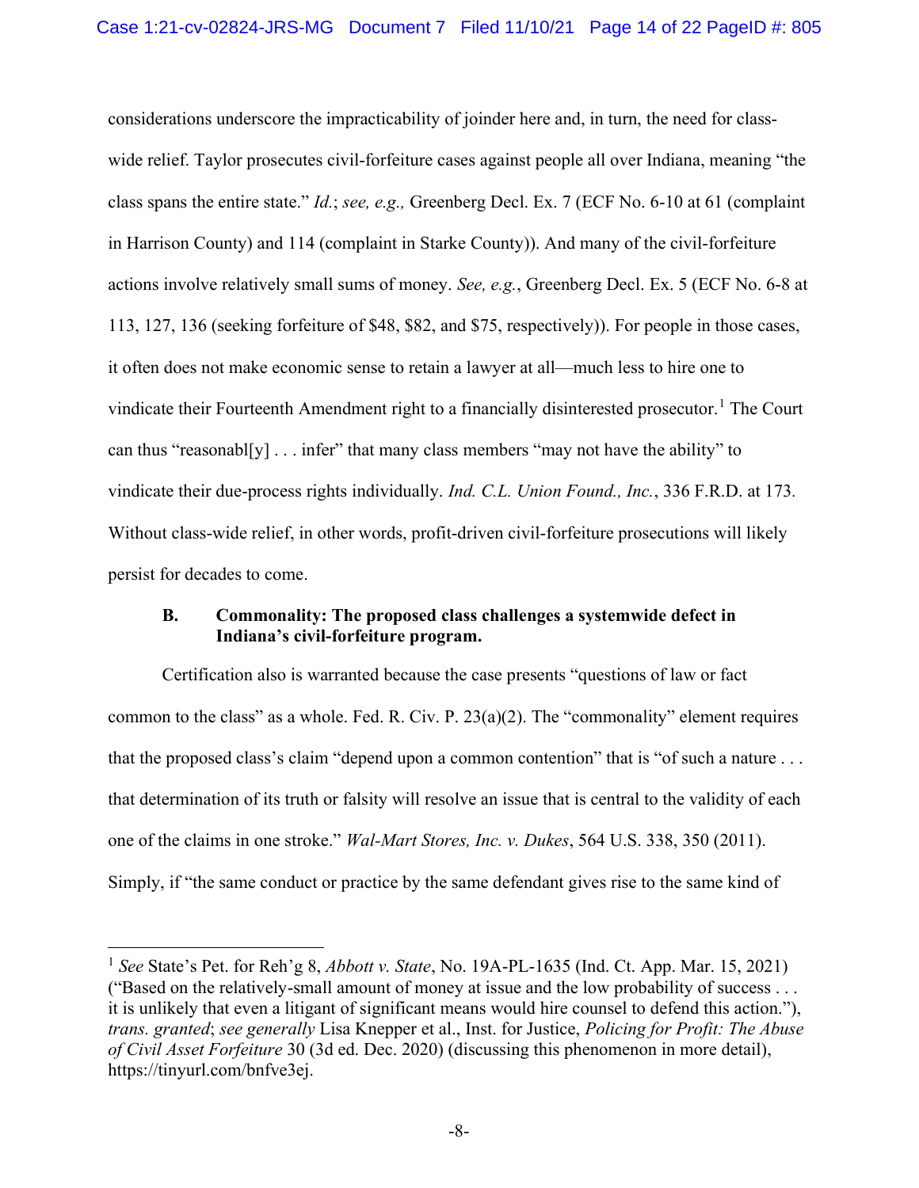considerations underscore the impracticability of joinder here and, in turn, the need for class-wide relief. Taylor prosecutes civil-forfeiture cases against people all over Indiana, meaning "the class spans the entire state." *Id.*; *see, e.g.,* Greenberg Decl. Ex. 7 (ECF No. 6-10 at 61 (complaint in Harrison County) and 114 (complaint in Starke County)). And many of the civil-forfeiture actions involve relatively small sums of money. *See, e.g.*, Greenberg Decl. Ex. 5 (ECF No. 6-8 at 113, 127, 136 (seeking forfeiture of $48, $82, and $75, respectively)). For people in those cases, it often does not make economic sense to retain a lawyer at all—much less to hire one to vindicate their Fourteenth Amendment right to a financially disinterested prosecutor.[1] The Court can thus "reasonabl[y] . . . infer" that many class members "may not have the ability" to vindicate their due-process rights individually. *Ind. C.L. Union Found., Inc.*, 336 F.R.D. at 173. Without class-wide relief, in other words, profit-driven civil-forfeiture prosecutions will likely persist for decades to come.

### B. Commonality: The proposed class challenges a systemwide defect in Indiana's civil-forfeiture program.

Certification also is warranted because the case presents "questions of law or fact common to the class" as a whole. Fed. R. Civ. P. 23(a)(2). The "commonality" element requires that the proposed class's claim "depend upon a common contention" that is "of such a nature . . . that determination of its truth or falsity will resolve an issue that is central to the validity of each one of the claims in one stroke." *Wal-Mart Stores, Inc. v. Dukes*, 564 U.S. 338, 350 (2011). Simply, if "the same conduct or practice by the same defendant gives rise to the same kind of

---

[1] *See* State's Pet. for Reh'g 8, *Abbott v. State*, No. 19A-PL-1635 (Ind. Ct. App. Mar. 15, 2021) ("Based on the relatively-small amount of money at issue and the low probability of success . . . it is unlikely that even a litigant of significant means would hire counsel to defend this action."), *trans. granted*; *see generally* Lisa Knepper et al., Inst. for Justice, *Policing for Profit: The Abuse of Civil Asset Forfeiture* 30 (3d ed. Dec. 2020) (discussing this phenomenon in more detail), https://tinyurl.com/bnfve3ej.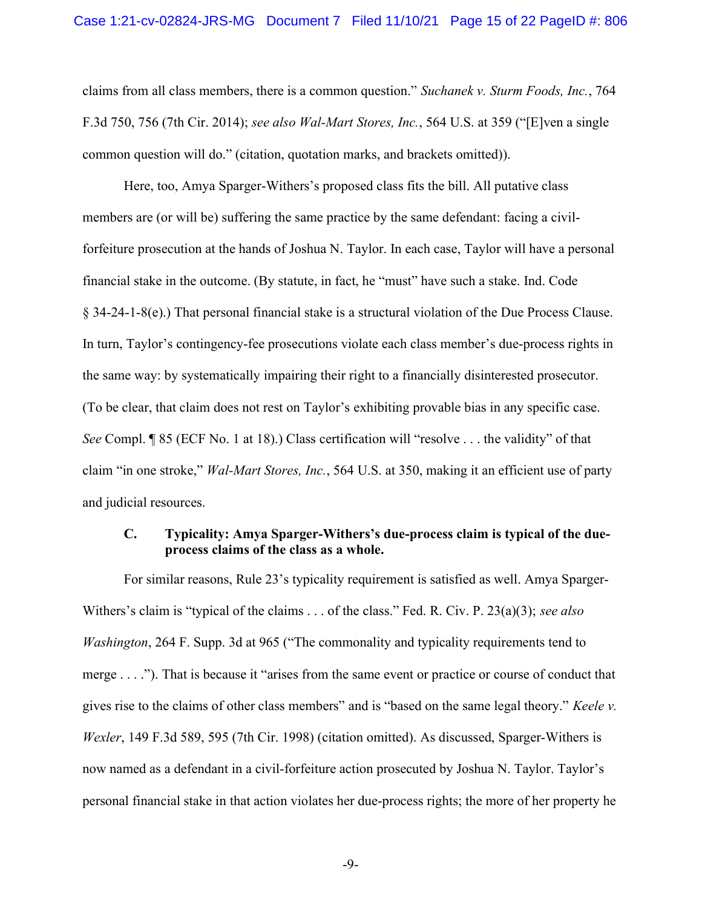claims from all class members, there is a common question." *Suchanek v. Sturm Foods, Inc.*, 764 F.3d 750, 756 (7th Cir. 2014); *see also Wal-Mart Stores, Inc.*, 564 U.S. at 359 ("[E]ven a single common question will do." (citation, quotation marks, and brackets omitted)).

Here, too, Amya Sparger-Withers's proposed class fits the bill. All putative class members are (or will be) suffering the same practice by the same defendant: facing a civil-forfeiture prosecution at the hands of Joshua N. Taylor. In each case, Taylor will have a personal financial stake in the outcome. (By statute, in fact, he "must" have such a stake. Ind. Code § 34-24-1-8(e).) That personal financial stake is a structural violation of the Due Process Clause. In turn, Taylor's contingency-fee prosecutions violate each class member's due-process rights in the same way: by systematically impairing their right to a financially disinterested prosecutor. (To be clear, that claim does not rest on Taylor's exhibiting provable bias in any specific case. *See* Compl. ¶ 85 (ECF No. 1 at 18).) Class certification will "resolve . . . the validity" of that claim "in one stroke," *Wal-Mart Stores, Inc.*, 564 U.S. at 350, making it an efficient use of party and judicial resources.

### C. Typicality: Amya Sparger-Withers's due-process claim is typical of the due-process claims of the class as a whole.

For similar reasons, Rule 23's typicality requirement is satisfied as well. Amya Sparger-Withers's claim is "typical of the claims . . . of the class." Fed. R. Civ. P. 23(a)(3); *see also Washington*, 264 F. Supp. 3d at 965 ("The commonality and typicality requirements tend to merge . . . ."). That is because it "arises from the same event or practice or course of conduct that gives rise to the claims of other class members" and is "based on the same legal theory." *Keele v. Wexler*, 149 F.3d 589, 595 (7th Cir. 1998) (citation omitted). As discussed, Sparger-Withers is now named as a defendant in a civil-forfeiture action prosecuted by Joshua N. Taylor. Taylor's personal financial stake in that action violates her due-process rights; the more of her property he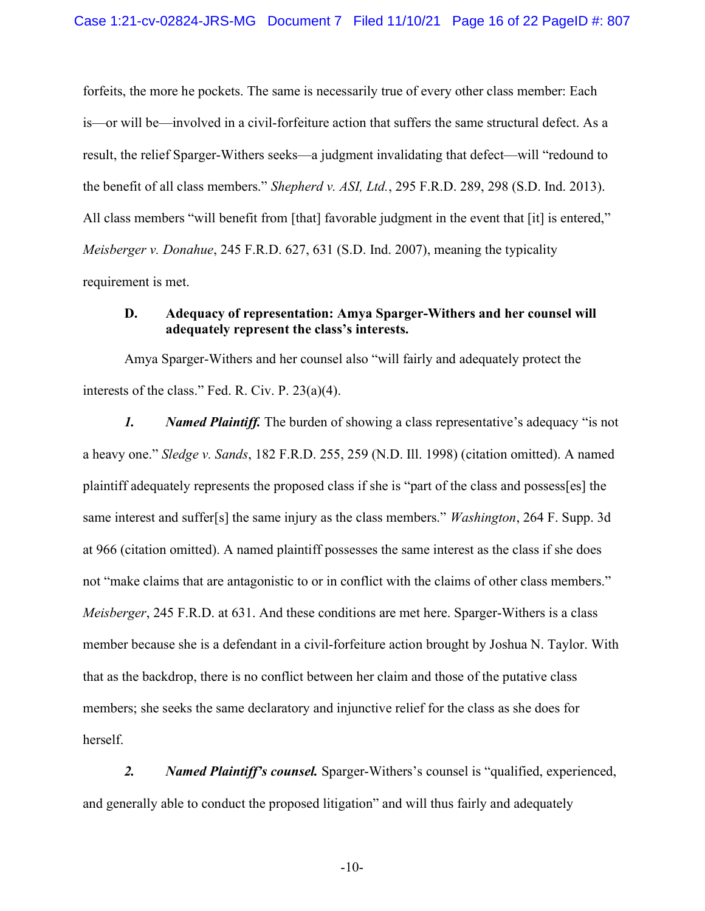forfeits, the more he pockets. The same is necessarily true of every other class member: Each is—or will be—involved in a civil-forfeiture action that suffers the same structural defect. As a result, the relief Sparger-Withers seeks—a judgment invalidating that defect—will "redound to the benefit of all class members." *Shepherd v. ASI, Ltd.*, 295 F.R.D. 289, 298 (S.D. Ind. 2013). All class members "will benefit from [that] favorable judgment in the event that [it] is entered," *Meisberger v. Donahue*, 245 F.R.D. 627, 631 (S.D. Ind. 2007), meaning the typicality requirement is met.

### D. Adequacy of representation: Amya Sparger-Withers and her counsel will adequately represent the class's interests.

Amya Sparger-Withers and her counsel also "will fairly and adequately protect the interests of the class." Fed. R. Civ. P. 23(a)(4).

***1. Named Plaintiff.*** The burden of showing a class representative's adequacy "is not a heavy one." *Sledge v. Sands*, 182 F.R.D. 255, 259 (N.D. Ill. 1998) (citation omitted). A named plaintiff adequately represents the proposed class if she is "part of the class and possess[es] the same interest and suffer[s] the same injury as the class members." *Washington*, 264 F. Supp. 3d at 966 (citation omitted). A named plaintiff possesses the same interest as the class if she does not "make claims that are antagonistic to or in conflict with the claims of other class members." *Meisberger*, 245 F.R.D. at 631. And these conditions are met here. Sparger-Withers is a class member because she is a defendant in a civil-forfeiture action brought by Joshua N. Taylor. With that as the backdrop, there is no conflict between her claim and those of the putative class members; she seeks the same declaratory and injunctive relief for the class as she does for herself.

***2. Named Plaintiff's counsel.*** Sparger-Withers's counsel is "qualified, experienced, and generally able to conduct the proposed litigation" and will thus fairly and adequately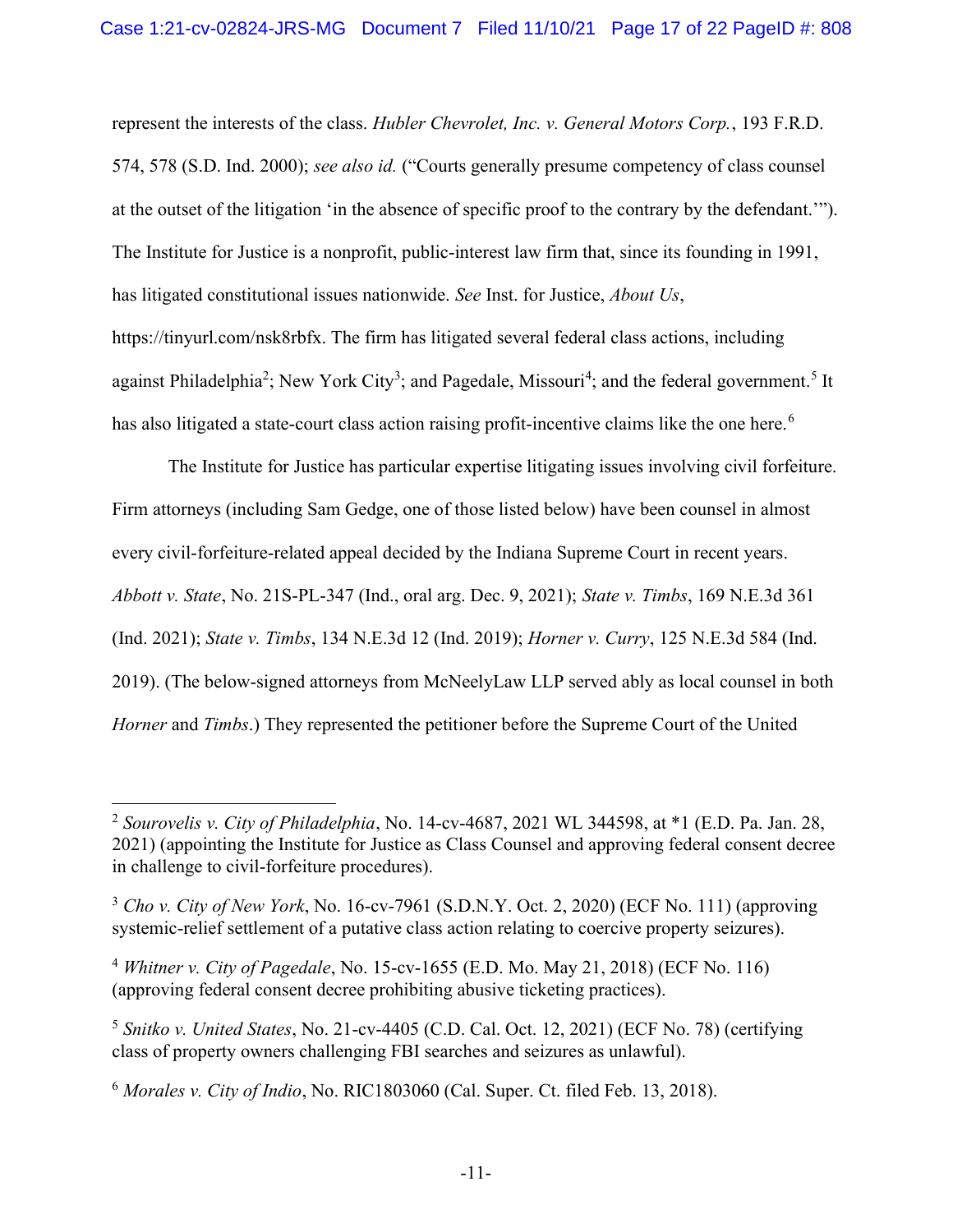represent the interests of the class. *Hubler Chevrolet, Inc. v. General Motors Corp.*, 193 F.R.D. 574, 578 (S.D. Ind. 2000); *see also id.* ("Courts generally presume competency of class counsel at the outset of the litigation 'in the absence of specific proof to the contrary by the defendant.'"). The Institute for Justice is a nonprofit, public-interest law firm that, since its founding in 1991, has litigated constitutional issues nationwide. *See* Inst. for Justice, *About Us*, https://tinyurl.com/nsk8rbfx. The firm has litigated several federal class actions, including against Philadelphia[2]; New York City[3]; and Pagedale, Missouri[4]; and the federal government.[5] It has also litigated a state-court class action raising profit-incentive claims like the one here.[6]

The Institute for Justice has particular expertise litigating issues involving civil forfeiture. Firm attorneys (including Sam Gedge, one of those listed below) have been counsel in almost every civil-forfeiture-related appeal decided by the Indiana Supreme Court in recent years. *Abbott v. State*, No. 21S-PL-347 (Ind., oral arg. Dec. 9, 2021); *State v. Timbs*, 169 N.E.3d 361 (Ind. 2021); *State v. Timbs*, 134 N.E.3d 12 (Ind. 2019); *Horner v. Curry*, 125 N.E.3d 584 (Ind. 2019). (The below-signed attorneys from McNeelyLaw LLP served ably as local counsel in both *Horner* and *Timbs*.) They represented the petitioner before the Supreme Court of the United

---

[2] *Sourovelis v. City of Philadelphia*, No. 14-cv-4687, 2021 WL 344598, at *1 (E.D. Pa. Jan. 28, 2021) (appointing the Institute for Justice as Class Counsel and approving federal consent decree in challenge to civil-forfeiture procedures).

[3] *Cho v. City of New York*, No. 16-cv-7961 (S.D.N.Y. Oct. 2, 2020) (ECF No. 111) (approving systemic-relief settlement of a putative class action relating to coercive property seizures).

[4] *Whitner v. City of Pagedale*, No. 15-cv-1655 (E.D. Mo. May 21, 2018) (ECF No. 116) (approving federal consent decree prohibiting abusive ticketing practices).

[5] *Snitko v. United States*, No. 21-cv-4405 (C.D. Cal. Oct. 12, 2021) (ECF No. 78) (certifying class of property owners challenging FBI searches and seizures as unlawful).

[6] *Morales v. City of Indio*, No. RIC1803060 (Cal. Super. Ct. filed Feb. 13, 2018).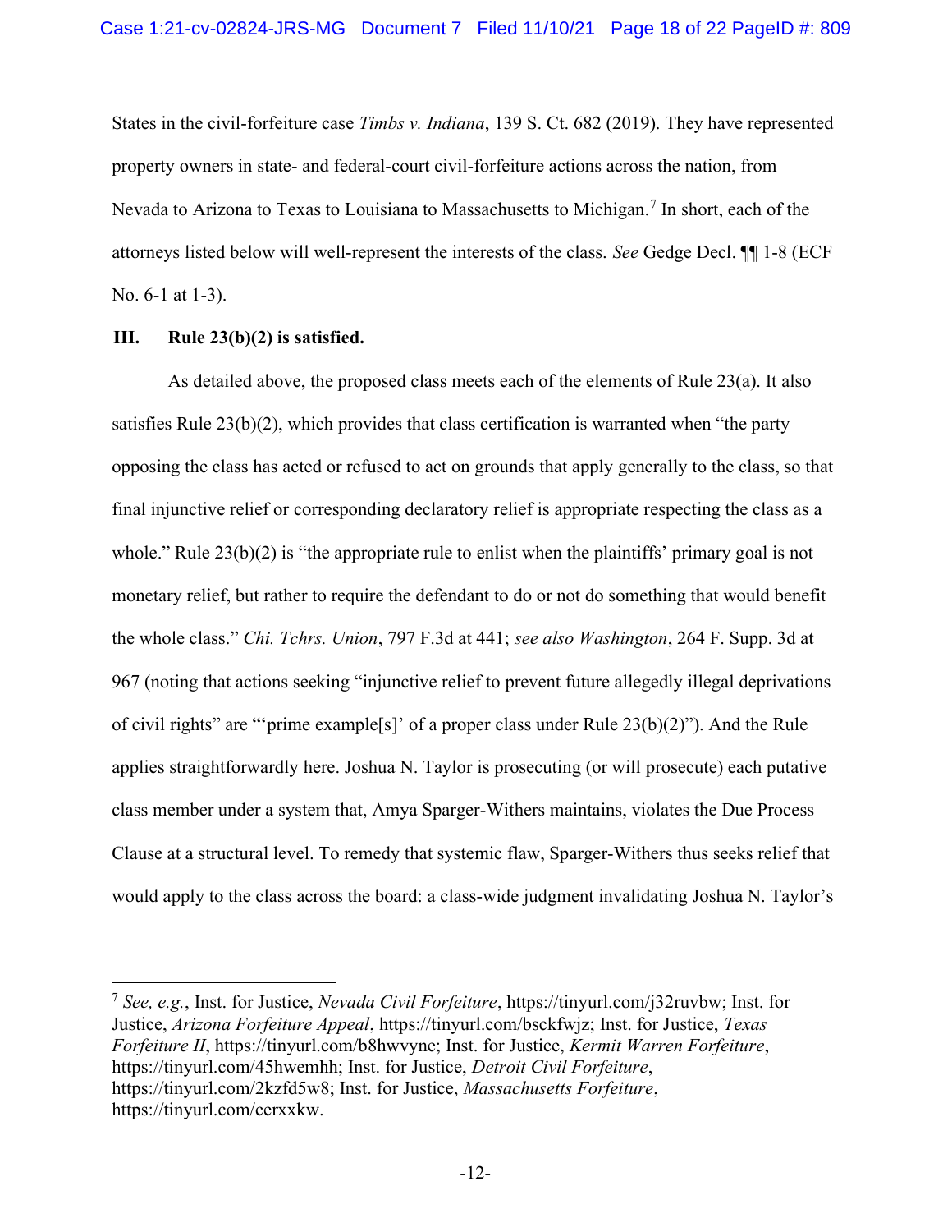States in the civil-forfeiture case *Timbs v. Indiana*, 139 S. Ct. 682 (2019). They have represented property owners in state- and federal-court civil-forfeiture actions across the nation, from Nevada to Arizona to Texas to Louisiana to Massachusetts to Michigan.[7] In short, each of the attorneys listed below will well-represent the interests of the class. *See* Gedge Decl. ¶¶ 1-8 (ECF No. 6-1 at 1-3).

## III. Rule 23(b)(2) is satisfied.

As detailed above, the proposed class meets each of the elements of Rule 23(a). It also satisfies Rule 23(b)(2), which provides that class certification is warranted when "the party opposing the class has acted or refused to act on grounds that apply generally to the class, so that final injunctive relief or corresponding declaratory relief is appropriate respecting the class as a whole." Rule 23(b)(2) is "the appropriate rule to enlist when the plaintiffs' primary goal is not monetary relief, but rather to require the defendant to do or not do something that would benefit the whole class." *Chi. Tchrs. Union*, 797 F.3d at 441; *see also Washington*, 264 F. Supp. 3d at 967 (noting that actions seeking "injunctive relief to prevent future allegedly illegal deprivations of civil rights" are "'prime example[s]' of a proper class under Rule 23(b)(2)"). And the Rule applies straightforwardly here. Joshua N. Taylor is prosecuting (or will prosecute) each putative class member under a system that, Amya Sparger-Withers maintains, violates the Due Process Clause at a structural level. To remedy that systemic flaw, Sparger-Withers thus seeks relief that would apply to the class across the board: a class-wide judgment invalidating Joshua N. Taylor's

---

[7] *See, e.g.*, Inst. for Justice, *Nevada Civil Forfeiture*, https://tinyurl.com/j32ruvbw; Inst. for Justice, *Arizona Forfeiture Appeal*, https://tinyurl.com/bsckfwjz; Inst. for Justice, *Texas Forfeiture II*, https://tinyurl.com/b8hwvyne; Inst. for Justice, *Kermit Warren Forfeiture*, https://tinyurl.com/45hwemhh; Inst. for Justice, *Detroit Civil Forfeiture*, https://tinyurl.com/2kzfd5w8; Inst. for Justice, *Massachusetts Forfeiture*, https://tinyurl.com/cerxxkw.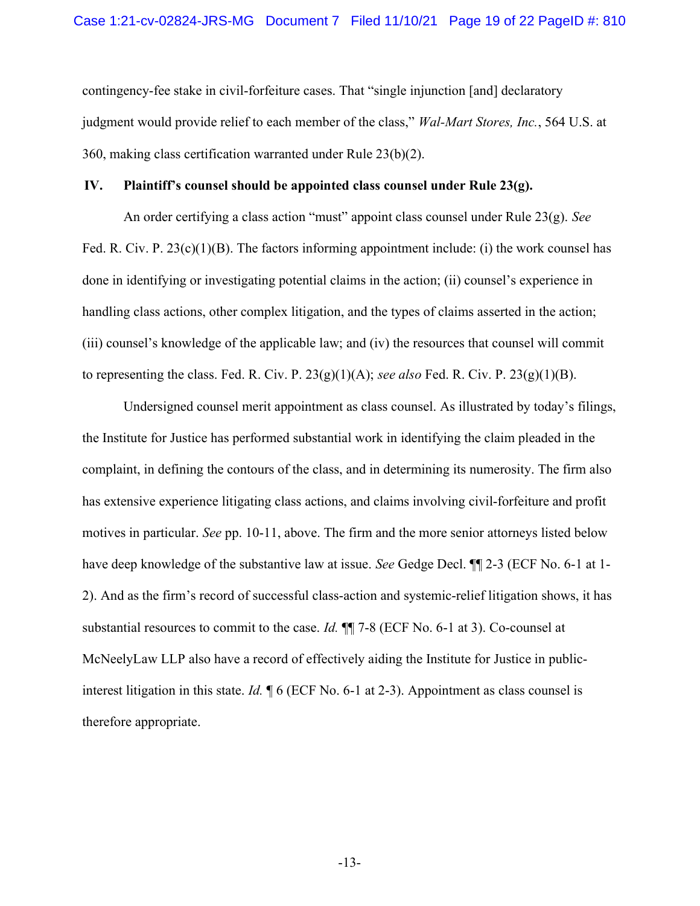contingency-fee stake in civil-forfeiture cases. That "single injunction [and] declaratory judgment would provide relief to each member of the class," *Wal-Mart Stores, Inc.*, 564 U.S. at 360, making class certification warranted under Rule 23(b)(2).

## IV. Plaintiff's counsel should be appointed class counsel under Rule 23(g).

An order certifying a class action "must" appoint class counsel under Rule 23(g). *See* Fed. R. Civ. P. 23(c)(1)(B). The factors informing appointment include: (i) the work counsel has done in identifying or investigating potential claims in the action; (ii) counsel's experience in handling class actions, other complex litigation, and the types of claims asserted in the action; (iii) counsel's knowledge of the applicable law; and (iv) the resources that counsel will commit to representing the class. Fed. R. Civ. P. 23(g)(1)(A); *see also* Fed. R. Civ. P. 23(g)(1)(B).

Undersigned counsel merit appointment as class counsel. As illustrated by today's filings, the Institute for Justice has performed substantial work in identifying the claim pleaded in the complaint, in defining the contours of the class, and in determining its numerosity. The firm also has extensive experience litigating class actions, and claims involving civil-forfeiture and profit motives in particular. *See* pp. 10-11, above. The firm and the more senior attorneys listed below have deep knowledge of the substantive law at issue. *See* Gedge Decl. ¶¶ 2-3 (ECF No. 6-1 at 1-2). And as the firm's record of successful class-action and systemic-relief litigation shows, it has substantial resources to commit to the case. *Id.* ¶¶ 7-8 (ECF No. 6-1 at 3). Co-counsel at McNeelyLaw LLP also have a record of effectively aiding the Institute for Justice in public-interest litigation in this state. *Id.* ¶ 6 (ECF No. 6-1 at 2-3). Appointment as class counsel is therefore appropriate.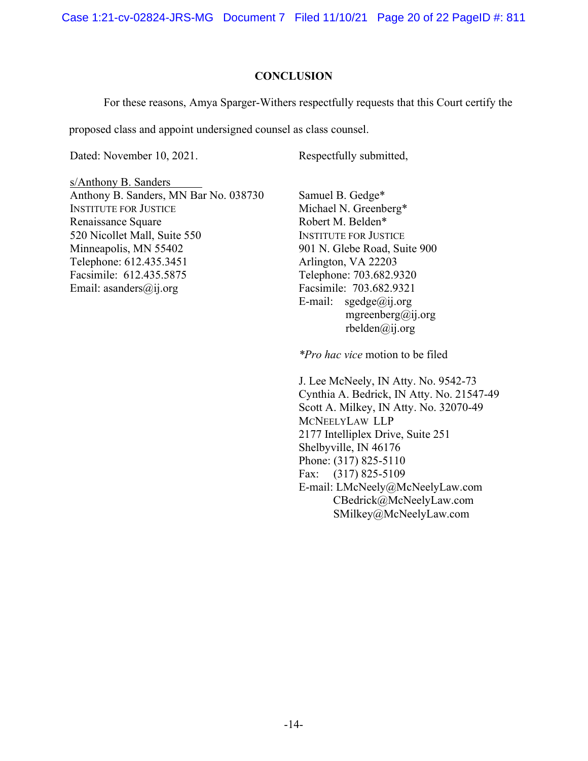## CONCLUSION

For these reasons, Amya Sparger-Withers respectfully requests that this Court certify the proposed class and appoint undersigned counsel as class counsel.

Dated: November 10, 2021.

Respectfully submitted,

s/Anthony B. Sanders
Anthony B. Sanders, MN Bar No. 038730
INSTITUTE FOR JUSTICE
Renaissance Square
520 Nicollet Mall, Suite 550
Minneapolis, MN 55402
Telephone: 612.435.3451
Facsimile: 612.435.5875
Email: asanders@ij.org

Samuel B. Gedge*
Michael N. Greenberg*
Robert M. Belden*
INSTITUTE FOR JUSTICE
901 N. Glebe Road, Suite 900
Arlington, VA 22203
Telephone: 703.682.9320
Facsimile: 703.682.9321
E-mail: sgedge@ij.org
mgreenberg@ij.org
rbelden@ij.org

**Pro hac vice* motion to be filed

J. Lee McNeely, IN Atty. No. 9542-73
Cynthia A. Bedrick, IN Atty. No. 21547-49
Scott A. Milkey, IN Atty. No. 32070-49
MCNEELYLAW LLP
2177 Intelliplex Drive, Suite 251
Shelbyville, IN 46176
Phone: (317) 825-5110
Fax: (317) 825-5109
E-mail: LMcNeely@McNeelyLaw.com
CBedrick@McNeelyLaw.com
SMilkey@McNeelyLaw.com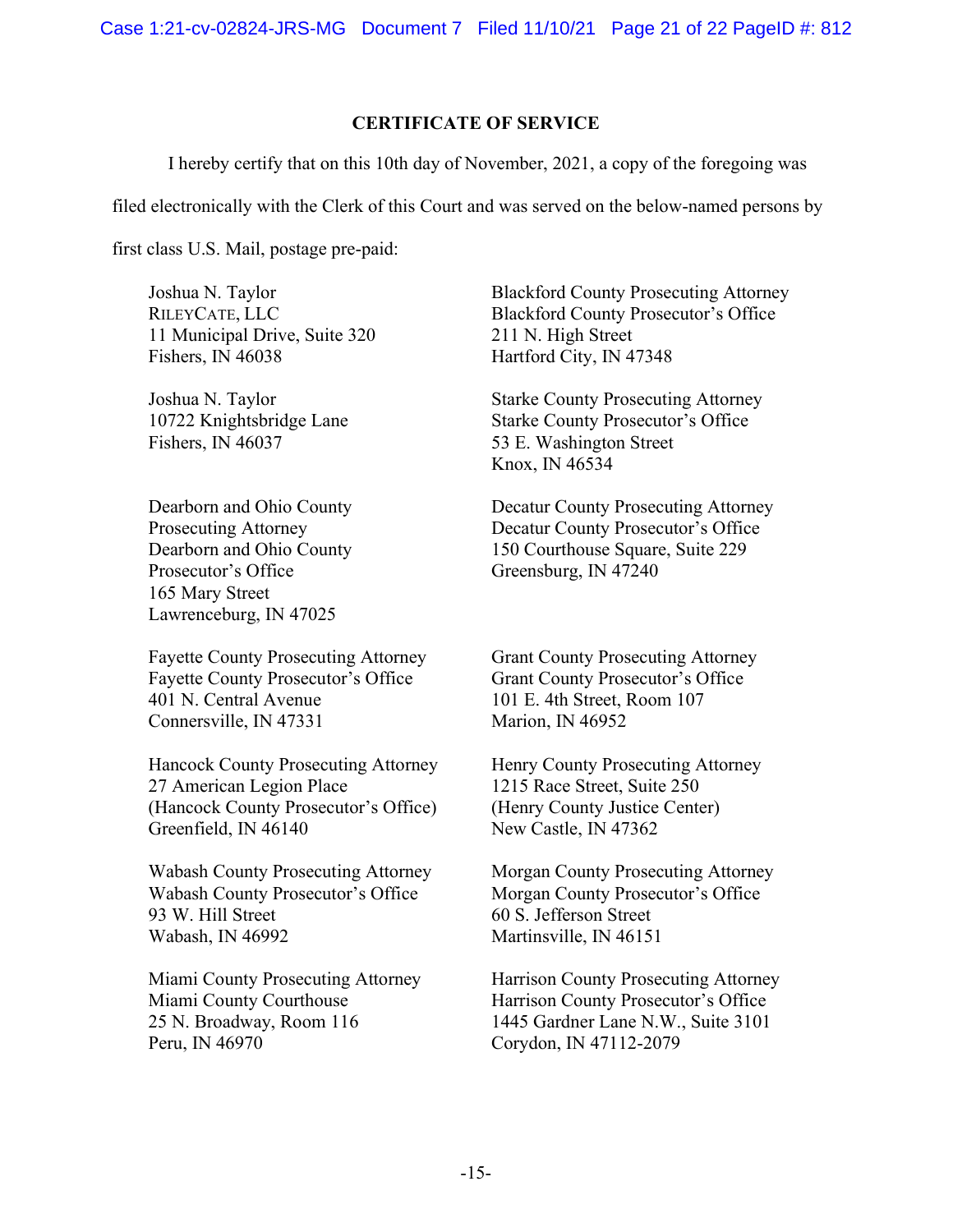## CERTIFICATE OF SERVICE

I hereby certify that on this 10th day of November, 2021, a copy of the foregoing was filed electronically with the Clerk of this Court and was served on the below-named persons by first class U.S. Mail, postage pre-paid:

Joshua N. Taylor
RILEYCATE, LLC
11 Municipal Drive, Suite 320
Fishers, IN 46038

Joshua N. Taylor
10722 Knightsbridge Lane
Fishers, IN 46037

Dearborn and Ohio County Prosecuting Attorney
Dearborn and Ohio County Prosecutor's Office
165 Mary Street
Lawrenceburg, IN 47025

Fayette County Prosecuting Attorney
Fayette County Prosecutor's Office
401 N. Central Avenue
Connersville, IN 47331

Hancock County Prosecuting Attorney
27 American Legion Place
(Hancock County Prosecutor's Office)
Greenfield, IN 46140

Wabash County Prosecuting Attorney
Wabash County Prosecutor's Office
93 W. Hill Street
Wabash, IN 46992

Miami County Prosecuting Attorney
Miami County Courthouse
25 N. Broadway, Room 116
Peru, IN 46970

Blackford County Prosecuting Attorney
Blackford County Prosecutor's Office
211 N. High Street
Hartford City, IN 47348

Starke County Prosecuting Attorney
Starke County Prosecutor's Office
53 E. Washington Street
Knox, IN 46534

Decatur County Prosecuting Attorney
Decatur County Prosecutor's Office
150 Courthouse Square, Suite 229
Greensburg, IN 47240

Grant County Prosecuting Attorney
Grant County Prosecutor's Office
101 E. 4th Street, Room 107
Marion, IN 46952

Henry County Prosecuting Attorney
1215 Race Street, Suite 250
(Henry County Justice Center)
New Castle, IN 47362

Morgan County Prosecuting Attorney
Morgan County Prosecutor's Office
60 S. Jefferson Street
Martinsville, IN 46151

Harrison County Prosecuting Attorney
Harrison County Prosecutor's Office
1445 Gardner Lane N.W., Suite 3101
Corydon, IN 47112-2079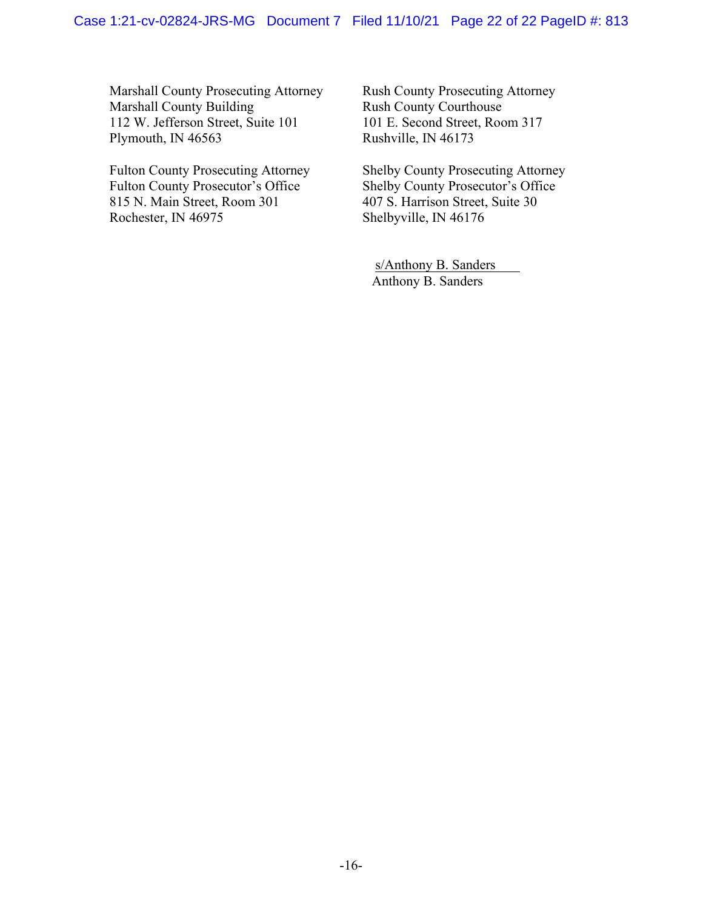Marshall County Prosecuting Attorney
Marshall County Building
112 W. Jefferson Street, Suite 101
Plymouth, IN 46563

Fulton County Prosecuting Attorney
Fulton County Prosecutor's Office
815 N. Main Street, Room 301
Rochester, IN 46975

Rush County Prosecuting Attorney
Rush County Courthouse
101 E. Second Street, Room 317
Rushville, IN 46173

Shelby County Prosecuting Attorney
Shelby County Prosecutor's Office
407 S. Harrison Street, Suite 30
Shelbyville, IN 46176

s/Anthony B. Sanders
Anthony B. Sanders